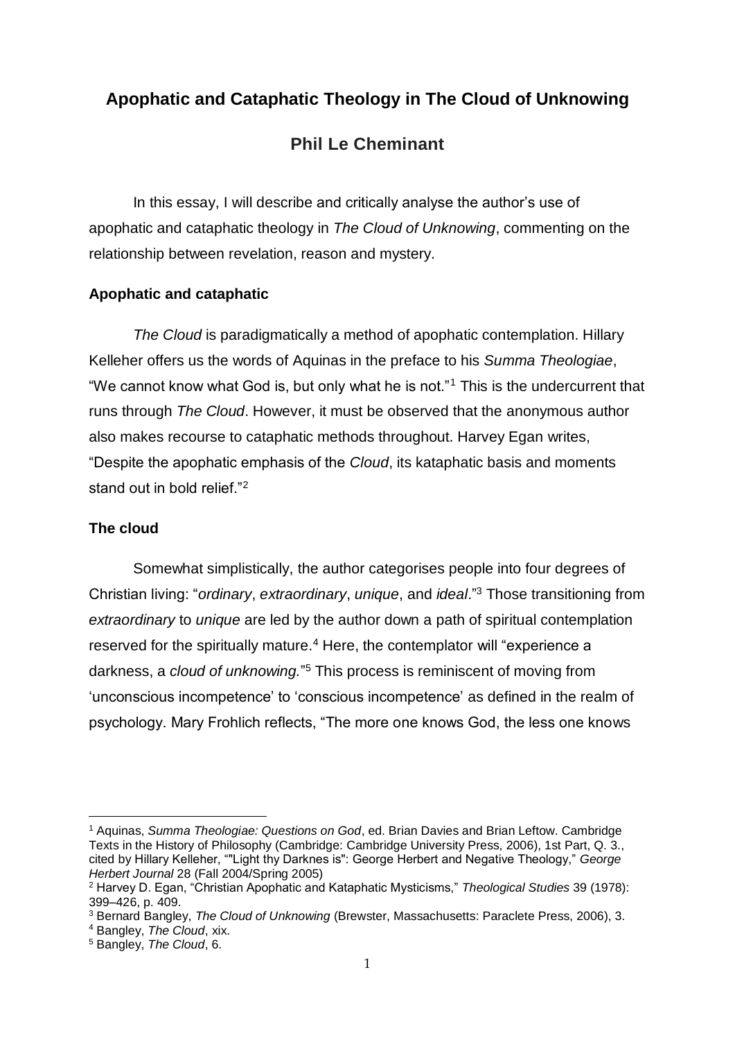# Apophatic and Cataphatic Theology in The Cloud of Unknowing

## Phil Le Cheminant

In this essay, I will describe and critically analyse the author's use of apophatic and cataphatic theology in *The Cloud of Unknowing*, commenting on the relationship between revelation, reason and mystery.

### Apophatic and cataphatic

*The Cloud* is paradigmatically a method of apophatic contemplation. Hillary Kelleher offers us the words of Aquinas in the preface to his *Summa Theologiae*, "We cannot know what God is, but only what he is not."[1] This is the undercurrent that runs through *The Cloud*. However, it must be observed that the anonymous author also makes recourse to cataphatic methods throughout. Harvey Egan writes, "Despite the apophatic emphasis of the *Cloud*, its kataphatic basis and moments stand out in bold relief."[2]

### The cloud

Somewhat simplistically, the author categorises people into four degrees of Christian living: "*ordinary*, *extraordinary*, *unique*, and *ideal*."[3] Those transitioning from *extraordinary* to *unique* are led by the author down a path of spiritual contemplation reserved for the spiritually mature.[4] Here, the contemplator will "experience a darkness, a *cloud of unknowing.*"[5] This process is reminiscent of moving from 'unconscious incompetence' to 'conscious incompetence' as defined in the realm of psychology. Mary Frohlich reflects, "The more one knows God, the less one knows

---

[1] Aquinas, *Summa Theologiae: Questions on God*, ed. Brian Davies and Brian Leftow. Cambridge Texts in the History of Philosophy (Cambridge: Cambridge University Press, 2006), 1st Part, Q. 3., cited by Hillary Kelleher, ""Light thy Darknes is": George Herbert and Negative Theology," *George Herbert Journal* 28 (Fall 2004/Spring 2005)

[2] Harvey D. Egan, "Christian Apophatic and Kataphatic Mysticisms," *Theological Studies* 39 (1978): 399–426, p. 409.

[3] Bernard Bangley, *The Cloud of Unknowing* (Brewster, Massachusetts: Paraclete Press, 2006), 3.

[4] Bangley, *The Cloud*, xix.

[5] Bangley, *The Cloud*, 6.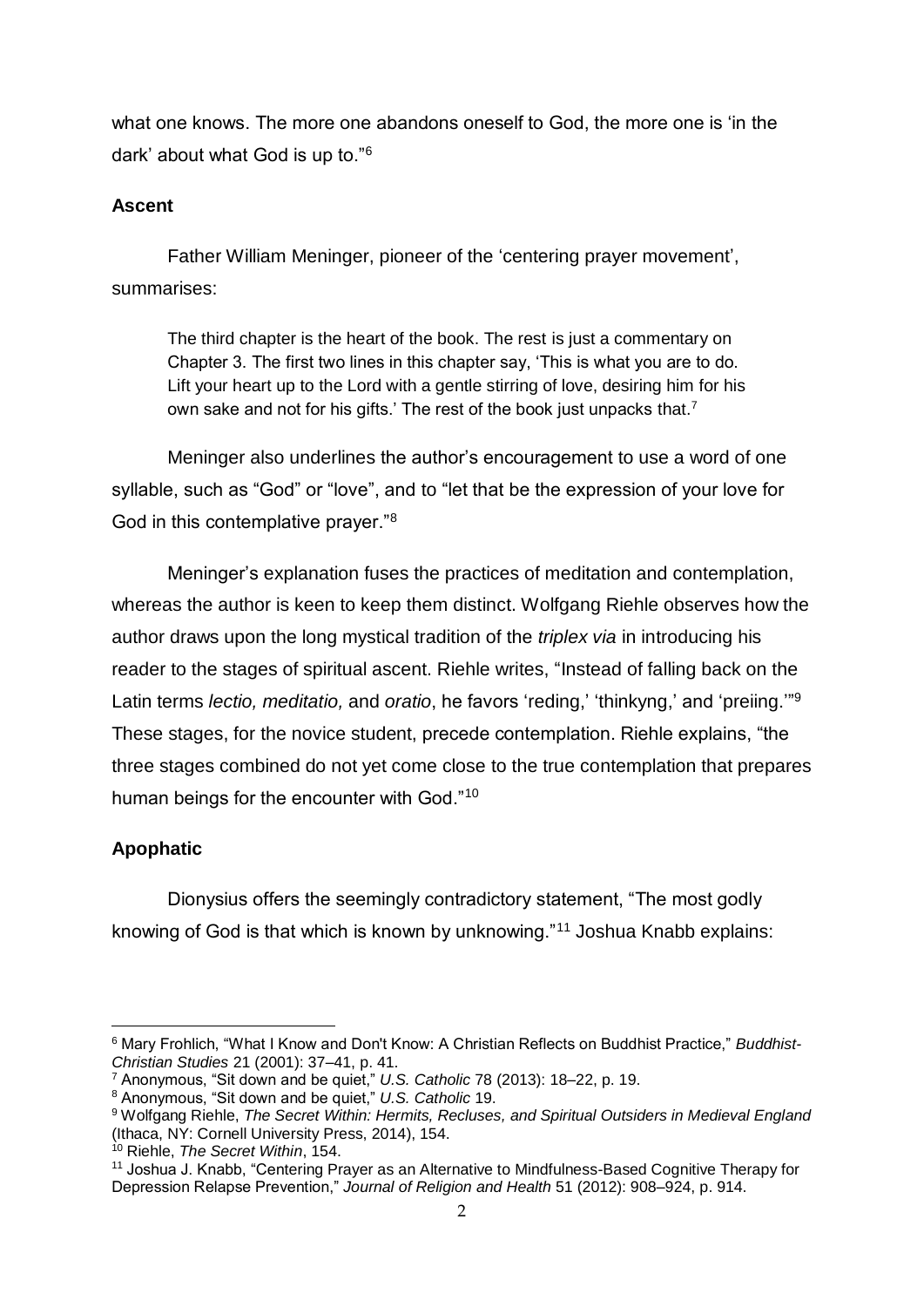what one knows. The more one abandons oneself to God, the more one is 'in the dark' about what God is up to."[6]

### Ascent

Father William Meninger, pioneer of the 'centering prayer movement', summarises:

> The third chapter is the heart of the book. The rest is just a commentary on Chapter 3. The first two lines in this chapter say, 'This is what you are to do. Lift your heart up to the Lord with a gentle stirring of love, desiring him for his own sake and not for his gifts.' The rest of the book just unpacks that.[7]

Meninger also underlines the author's encouragement to use a word of one syllable, such as "God" or "love", and to "let that be the expression of your love for God in this contemplative prayer."[8]

Meninger's explanation fuses the practices of meditation and contemplation, whereas the author is keen to keep them distinct. Wolfgang Riehle observes how the author draws upon the long mystical tradition of the *triplex via* in introducing his reader to the stages of spiritual ascent. Riehle writes, "Instead of falling back on the Latin terms *lectio, meditatio,* and *oratio*, he favors 'reding,' 'thinkyng,' and 'preiing.'"[9] These stages, for the novice student, precede contemplation. Riehle explains, "the three stages combined do not yet come close to the true contemplation that prepares human beings for the encounter with God."[10]

### Apophatic

Dionysius offers the seemingly contradictory statement, "The most godly knowing of God is that which is known by unknowing."[11] Joshua Knabb explains:

---

[6] Mary Frohlich, "What I Know and Don't Know: A Christian Reflects on Buddhist Practice," *Buddhist-Christian Studies* 21 (2001): 37–41, p. 41.

[7] Anonymous, "Sit down and be quiet," *U.S. Catholic* 78 (2013): 18–22, p. 19.

[8] Anonymous, "Sit down and be quiet," *U.S. Catholic* 19.

[9] Wolfgang Riehle, *The Secret Within: Hermits, Recluses, and Spiritual Outsiders in Medieval England* (Ithaca, NY: Cornell University Press, 2014), 154.

[10] Riehle, *The Secret Within*, 154.

[11] Joshua J. Knabb, "Centering Prayer as an Alternative to Mindfulness-Based Cognitive Therapy for Depression Relapse Prevention," *Journal of Religion and Health* 51 (2012): 908–924, p. 914.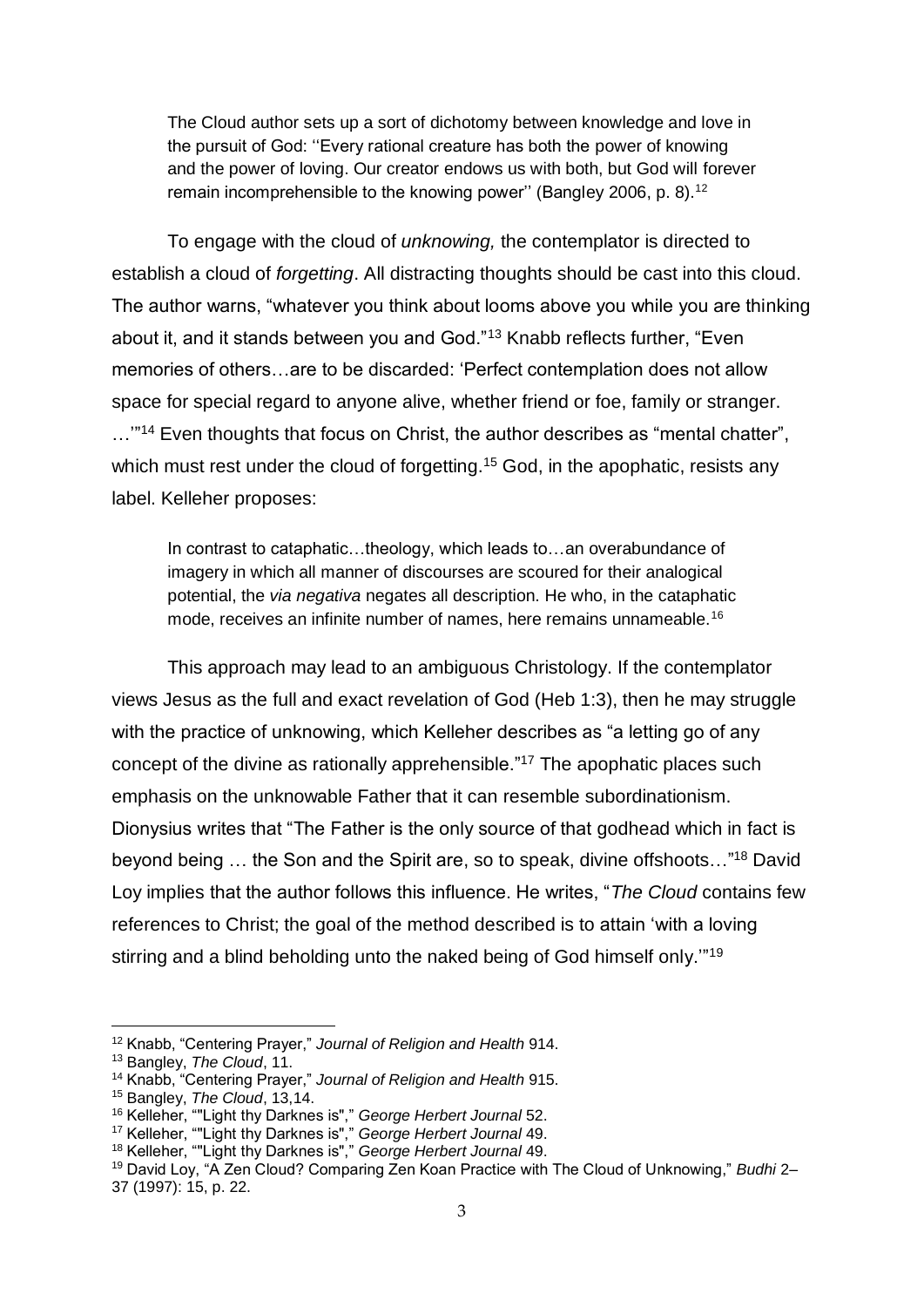> The Cloud author sets up a sort of dichotomy between knowledge and love in the pursuit of God: ''Every rational creature has both the power of knowing and the power of loving. Our creator endows us with both, but God will forever remain incomprehensible to the knowing power'' (Bangley 2006, p. 8).[12]

To engage with the cloud of *unknowing,* the contemplator is directed to establish a cloud of *forgetting*. All distracting thoughts should be cast into this cloud. The author warns, "whatever you think about looms above you while you are thinking about it, and it stands between you and God."[13] Knabb reflects further, "Even memories of others…are to be discarded: 'Perfect contemplation does not allow space for special regard to anyone alive, whether friend or foe, family or stranger. …'"[14] Even thoughts that focus on Christ, the author describes as "mental chatter", which must rest under the cloud of forgetting.[15] God, in the apophatic, resists any label. Kelleher proposes:

> In contrast to cataphatic…theology, which leads to…an overabundance of imagery in which all manner of discourses are scoured for their analogical potential, the *via negativa* negates all description. He who, in the cataphatic mode, receives an infinite number of names, here remains unnameable.[16]

This approach may lead to an ambiguous Christology. If the contemplator views Jesus as the full and exact revelation of God (Heb 1:3), then he may struggle with the practice of unknowing, which Kelleher describes as "a letting go of any concept of the divine as rationally apprehensible."[17] The apophatic places such emphasis on the unknowable Father that it can resemble subordinationism. Dionysius writes that "The Father is the only source of that godhead which in fact is beyond being … the Son and the Spirit are, so to speak, divine offshoots…"[18] David Loy implies that the author follows this influence. He writes, "*The Cloud* contains few references to Christ; the goal of the method described is to attain 'with a loving stirring and a blind beholding unto the naked being of God himself only.'"[19]

---

[12] Knabb, "Centering Prayer," *Journal of Religion and Health* 914.

[13] Bangley, *The Cloud*, 11.

[14] Knabb, "Centering Prayer," *Journal of Religion and Health* 915.

[15] Bangley, *The Cloud*, 13,14.

[16] Kelleher, ""Light thy Darknes is"," *George Herbert Journal* 52.

[17] Kelleher, ""Light thy Darknes is"," *George Herbert Journal* 49.

[18] Kelleher, ""Light thy Darknes is"," *George Herbert Journal* 49.

[19] David Loy, "A Zen Cloud? Comparing Zen Koan Practice with The Cloud of Unknowing," *Budhi* 2–37 (1997): 15, p. 22.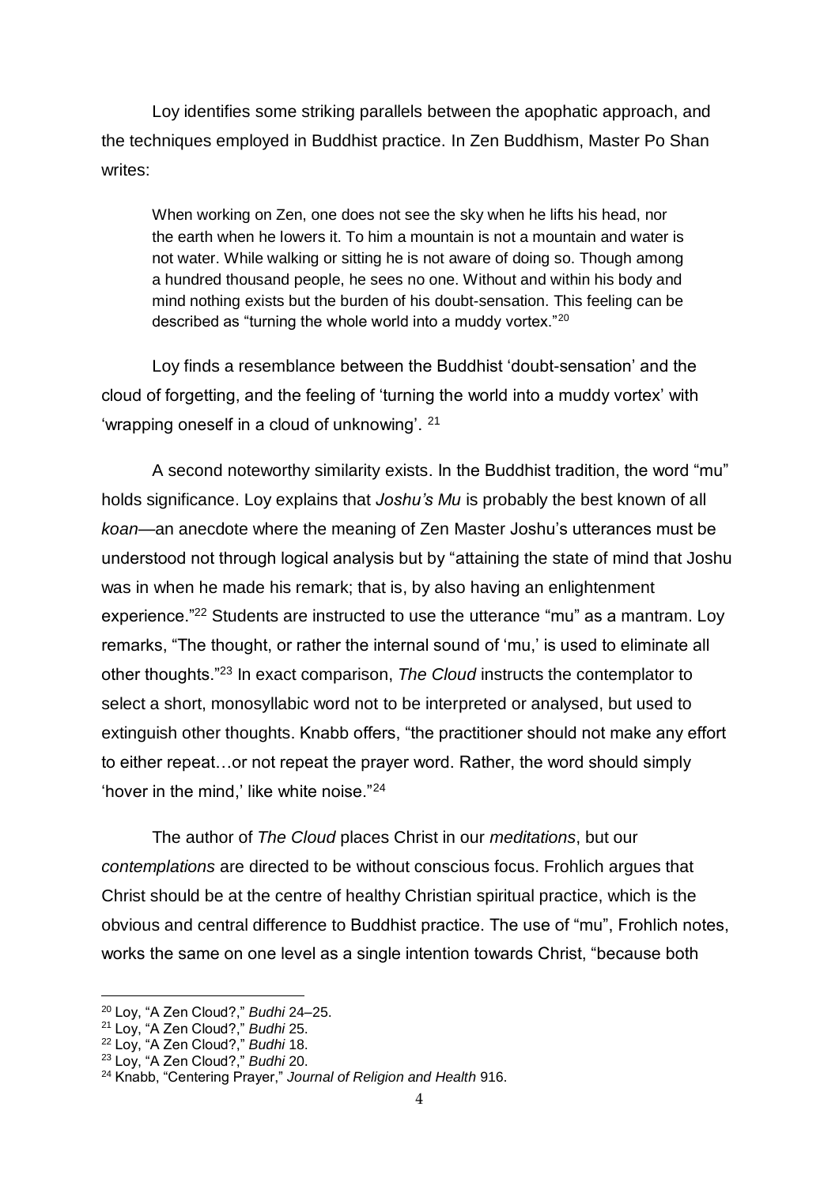Loy identifies some striking parallels between the apophatic approach, and the techniques employed in Buddhist practice. In Zen Buddhism, Master Po Shan writes:

> When working on Zen, one does not see the sky when he lifts his head, nor the earth when he lowers it. To him a mountain is not a mountain and water is not water. While walking or sitting he is not aware of doing so. Though among a hundred thousand people, he sees no one. Without and within his body and mind nothing exists but the burden of his doubt-sensation. This feeling can be described as "turning the whole world into a muddy vortex."[20]

Loy finds a resemblance between the Buddhist 'doubt-sensation' and the cloud of forgetting, and the feeling of 'turning the world into a muddy vortex' with 'wrapping oneself in a cloud of unknowing'. [21]

A second noteworthy similarity exists. In the Buddhist tradition, the word "mu" holds significance. Loy explains that *Joshu's Mu* is probably the best known of all *koan*—an anecdote where the meaning of Zen Master Joshu's utterances must be understood not through logical analysis but by "attaining the state of mind that Joshu was in when he made his remark; that is, by also having an enlightenment experience."[22] Students are instructed to use the utterance "mu" as a mantram. Loy remarks, "The thought, or rather the internal sound of 'mu,' is used to eliminate all other thoughts."[23] In exact comparison, *The Cloud* instructs the contemplator to select a short, monosyllabic word not to be interpreted or analysed, but used to extinguish other thoughts. Knabb offers, "the practitioner should not make any effort to either repeat…or not repeat the prayer word. Rather, the word should simply 'hover in the mind,' like white noise."[24]

The author of *The Cloud* places Christ in our *meditations*, but our *contemplations* are directed to be without conscious focus. Frohlich argues that Christ should be at the centre of healthy Christian spiritual practice, which is the obvious and central difference to Buddhist practice. The use of "mu", Frohlich notes, works the same on one level as a single intention towards Christ, "because both

---

[20] Loy, "A Zen Cloud?," *Budhi* 24–25.

[21] Loy, "A Zen Cloud?," *Budhi* 25.

[22] Loy, "A Zen Cloud?," *Budhi* 18.

[23] Loy, "A Zen Cloud?," *Budhi* 20.

[24] Knabb, "Centering Prayer," *Journal of Religion and Health* 916.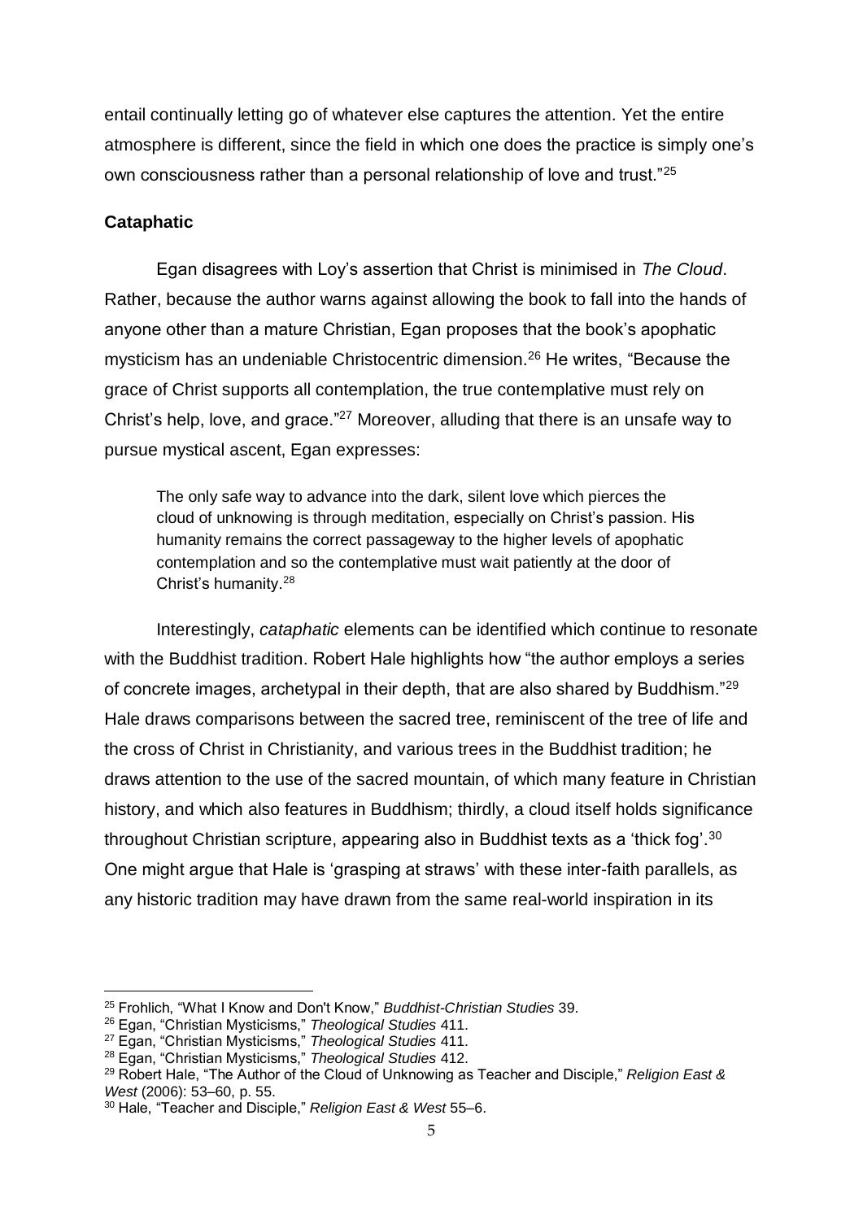entail continually letting go of whatever else captures the attention. Yet the entire atmosphere is different, since the field in which one does the practice is simply one's own consciousness rather than a personal relationship of love and trust."[25]

**Cataphatic**

Egan disagrees with Loy's assertion that Christ is minimised in *The Cloud*. Rather, because the author warns against allowing the book to fall into the hands of anyone other than a mature Christian, Egan proposes that the book's apophatic mysticism has an undeniable Christocentric dimension.[26] He writes, "Because the grace of Christ supports all contemplation, the true contemplative must rely on Christ's help, love, and grace."[27] Moreover, alluding that there is an unsafe way to pursue mystical ascent, Egan expresses:

> The only safe way to advance into the dark, silent love which pierces the cloud of unknowing is through meditation, especially on Christ's passion. His humanity remains the correct passageway to the higher levels of apophatic contemplation and so the contemplative must wait patiently at the door of Christ's humanity.[28]

Interestingly, *cataphatic* elements can be identified which continue to resonate with the Buddhist tradition. Robert Hale highlights how "the author employs a series of concrete images, archetypal in their depth, that are also shared by Buddhism."[29] Hale draws comparisons between the sacred tree, reminiscent of the tree of life and the cross of Christ in Christianity, and various trees in the Buddhist tradition; he draws attention to the use of the sacred mountain, of which many feature in Christian history, and which also features in Buddhism; thirdly, a cloud itself holds significance throughout Christian scripture, appearing also in Buddhist texts as a 'thick fog'.[30] One might argue that Hale is 'grasping at straws' with these inter-faith parallels, as any historic tradition may have drawn from the same real-world inspiration in its

---

[25] Frohlich, "What I Know and Don't Know," *Buddhist-Christian Studies* 39.

[26] Egan, "Christian Mysticisms," *Theological Studies* 411.

[27] Egan, "Christian Mysticisms," *Theological Studies* 411.

[28] Egan, "Christian Mysticisms," *Theological Studies* 412.

[29] Robert Hale, "The Author of the Cloud of Unknowing as Teacher and Disciple," *Religion East & West* (2006): 53–60, p. 55.

[30] Hale, "Teacher and Disciple," *Religion East & West* 55–6.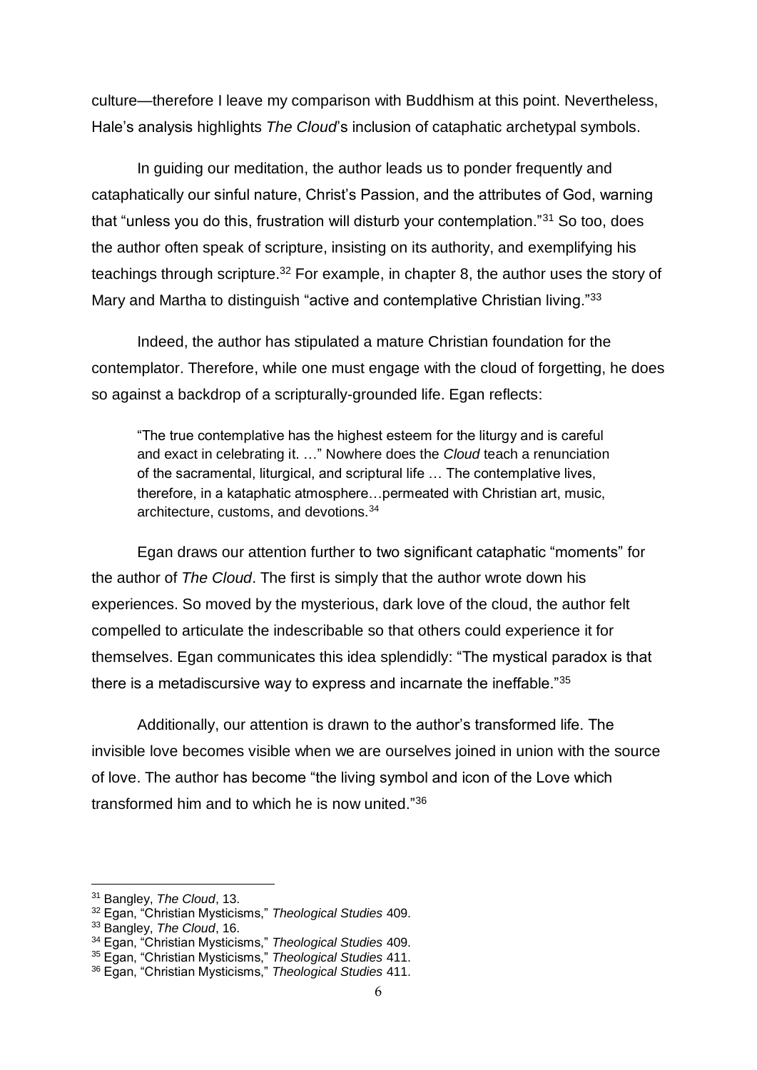culture—therefore I leave my comparison with Buddhism at this point. Nevertheless, Hale's analysis highlights *The Cloud*'s inclusion of cataphatic archetypal symbols.

In guiding our meditation, the author leads us to ponder frequently and cataphatically our sinful nature, Christ's Passion, and the attributes of God, warning that "unless you do this, frustration will disturb your contemplation."[31] So too, does the author often speak of scripture, insisting on its authority, and exemplifying his teachings through scripture.[32] For example, in chapter 8, the author uses the story of Mary and Martha to distinguish "active and contemplative Christian living."[33]

Indeed, the author has stipulated a mature Christian foundation for the contemplator. Therefore, while one must engage with the cloud of forgetting, he does so against a backdrop of a scripturally-grounded life. Egan reflects:

> "The true contemplative has the highest esteem for the liturgy and is careful and exact in celebrating it. …" Nowhere does the *Cloud* teach a renunciation of the sacramental, liturgical, and scriptural life … The contemplative lives, therefore, in a kataphatic atmosphere…permeated with Christian art, music, architecture, customs, and devotions.[34]

Egan draws our attention further to two significant cataphatic "moments" for the author of *The Cloud*. The first is simply that the author wrote down his experiences. So moved by the mysterious, dark love of the cloud, the author felt compelled to articulate the indescribable so that others could experience it for themselves. Egan communicates this idea splendidly: "The mystical paradox is that there is a metadiscursive way to express and incarnate the ineffable."[35]

Additionally, our attention is drawn to the author's transformed life. The invisible love becomes visible when we are ourselves joined in union with the source of love. The author has become "the living symbol and icon of the Love which transformed him and to which he is now united."[36]

---

[31] Bangley, *The Cloud*, 13.

[32] Egan, "Christian Mysticisms," *Theological Studies* 409.

[33] Bangley, *The Cloud*, 16.

[34] Egan, "Christian Mysticisms," *Theological Studies* 409.

[35] Egan, "Christian Mysticisms," *Theological Studies* 411.

[36] Egan, "Christian Mysticisms," *Theological Studies* 411.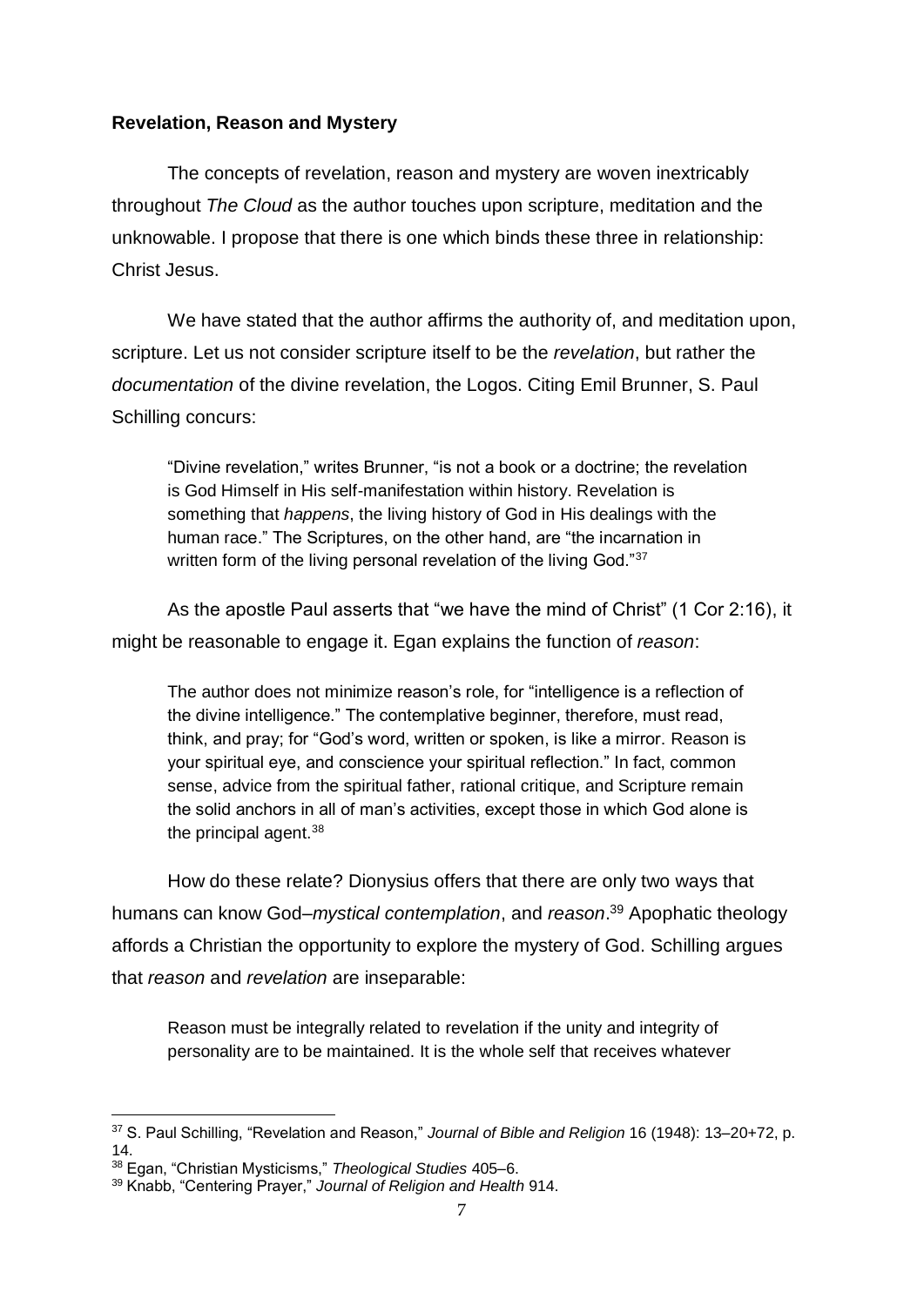**Revelation, Reason and Mystery**

The concepts of revelation, reason and mystery are woven inextricably throughout *The Cloud* as the author touches upon scripture, meditation and the unknowable. I propose that there is one which binds these three in relationship: Christ Jesus.

We have stated that the author affirms the authority of, and meditation upon, scripture. Let us not consider scripture itself to be the *revelation*, but rather the *documentation* of the divine revelation, the Logos. Citing Emil Brunner, S. Paul Schilling concurs:

> "Divine revelation," writes Brunner, "is not a book or a doctrine; the revelation is God Himself in His self-manifestation within history. Revelation is something that *happens*, the living history of God in His dealings with the human race." The Scriptures, on the other hand, are "the incarnation in written form of the living personal revelation of the living God."[37]

As the apostle Paul asserts that "we have the mind of Christ" (1 Cor 2:16), it might be reasonable to engage it. Egan explains the function of *reason*:

> The author does not minimize reason's role, for "intelligence is a reflection of the divine intelligence." The contemplative beginner, therefore, must read, think, and pray; for "God's word, written or spoken, is like a mirror. Reason is your spiritual eye, and conscience your spiritual reflection." In fact, common sense, advice from the spiritual father, rational critique, and Scripture remain the solid anchors in all of man's activities, except those in which God alone is the principal agent.[38]

How do these relate? Dionysius offers that there are only two ways that humans can know God–*mystical contemplation*, and *reason*.[39] Apophatic theology affords a Christian the opportunity to explore the mystery of God. Schilling argues that *reason* and *revelation* are inseparable:

> Reason must be integrally related to revelation if the unity and integrity of personality are to be maintained. It is the whole self that receives whatever

---

[37] S. Paul Schilling, "Revelation and Reason," *Journal of Bible and Religion* 16 (1948): 13–20+72, p. 14.

[38] Egan, "Christian Mysticisms," *Theological Studies* 405–6.

[39] Knabb, "Centering Prayer," *Journal of Religion and Health* 914.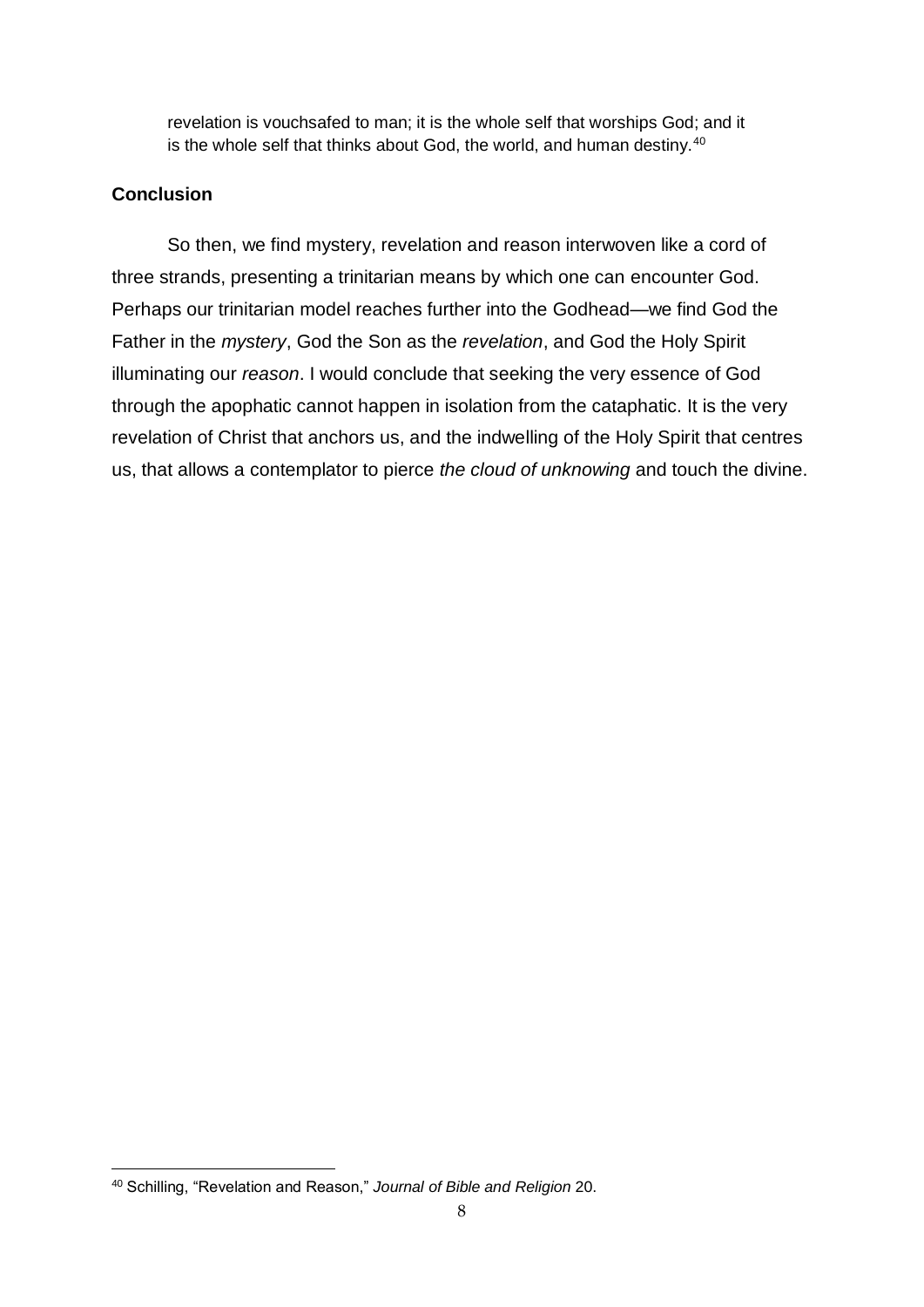> revelation is vouchsafed to man; it is the whole self that worships God; and it is the whole self that thinks about God, the world, and human destiny.[40]

**Conclusion**

So then, we find mystery, revelation and reason interwoven like a cord of three strands, presenting a trinitarian means by which one can encounter God. Perhaps our trinitarian model reaches further into the Godhead—we find God the Father in the *mystery*, God the Son as the *revelation*, and God the Holy Spirit illuminating our *reason*. I would conclude that seeking the very essence of God through the apophatic cannot happen in isolation from the cataphatic. It is the very revelation of Christ that anchors us, and the indwelling of the Holy Spirit that centres us, that allows a contemplator to pierce *the cloud of unknowing* and touch the divine.

[40] Schilling, "Revelation and Reason," *Journal of Bible and Religion* 20.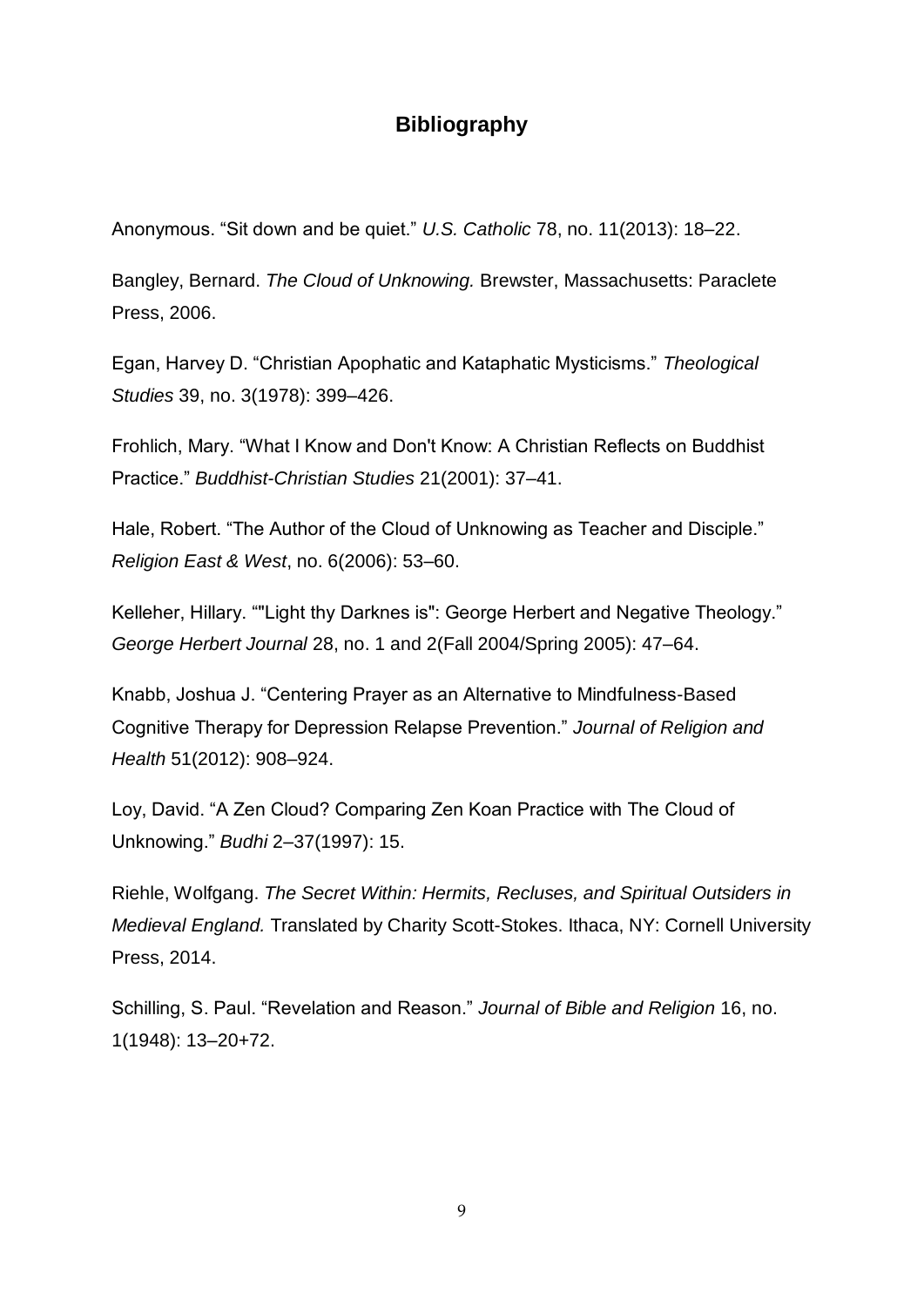# Bibliography

Anonymous. “Sit down and be quiet.” *U.S. Catholic* 78, no. 11(2013): 18–22.

Bangley, Bernard. *The Cloud of Unknowing.* Brewster, Massachusetts: Paraclete Press, 2006.

Egan, Harvey D. “Christian Apophatic and Kataphatic Mysticisms.” *Theological Studies* 39, no. 3(1978): 399–426.

Frohlich, Mary. “What I Know and Don't Know: A Christian Reflects on Buddhist Practice.” *Buddhist-Christian Studies* 21(2001): 37–41.

Hale, Robert. “The Author of the Cloud of Unknowing as Teacher and Disciple.” *Religion East & West*, no. 6(2006): 53–60.

Kelleher, Hillary. “"Light thy Darknes is": George Herbert and Negative Theology.” *George Herbert Journal* 28, no. 1 and 2(Fall 2004/Spring 2005): 47–64.

Knabb, Joshua J. “Centering Prayer as an Alternative to Mindfulness-Based Cognitive Therapy for Depression Relapse Prevention.” *Journal of Religion and Health* 51(2012): 908–924.

Loy, David. “A Zen Cloud? Comparing Zen Koan Practice with The Cloud of Unknowing.” *Budhi* 2–37(1997): 15.

Riehle, Wolfgang. *The Secret Within: Hermits, Recluses, and Spiritual Outsiders in Medieval England.* Translated by Charity Scott-Stokes. Ithaca, NY: Cornell University Press, 2014.

Schilling, S. Paul. “Revelation and Reason.” *Journal of Bible and Religion* 16, no. 1(1948): 13–20+72.